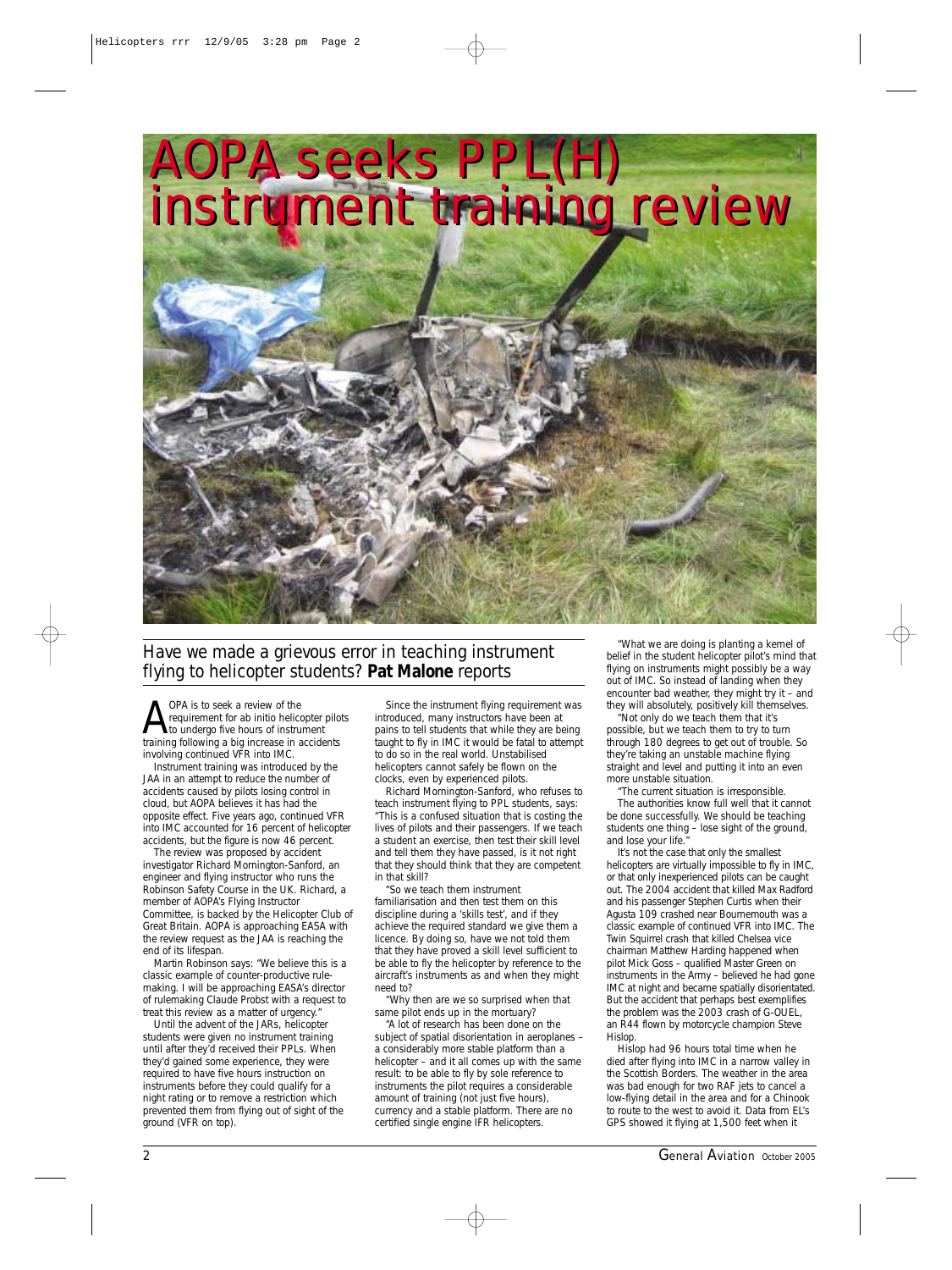# AOPA seeks PPL(H) instrument training review

## Have we made a grievous error in teaching instrument flying to helicopter students? **Pat Malone** reports

AOPA is to seek a review of the requirement for ab initio helicopter pilots to undergo five hours of instrument training following a big increase in accidents involving continued VFR into IMC.

Instrument training was introduced by the JAA in an attempt to reduce the number of accidents caused by pilots losing control in cloud, but AOPA believes it has had the opposite effect. Five years ago, continued VFR into IMC accounted for 16 percent of helicopter accidents, but the figure is now 46 percent.

The review was proposed by accident investigator Richard Mornington-Sanford, an engineer and flying instructor who runs the Robinson Safety Course in the UK. Richard, a member of AOPA's Flying Instructor Committee, is backed by the Helicopter Club of Great Britain. AOPA is approaching EASA with the review request as the JAA is reaching the end of its lifespan.

Martin Robinson says: "We believe this is a classic example of counter-productive rule-making. I will be approaching EASA's director of rulemaking Claude Probst with a request to treat this review as a matter of urgency."

Until the advent of the JARs, helicopter students were given no instrument training until after they'd received their PPLs. When they'd gained some experience, they were required to have five hours instruction on instruments before they could qualify for a night rating or to remove a restriction which prevented them from flying out of sight of the ground (VFR on top).

Since the instrument flying requirement was introduced, many instructors have been at pains to tell students that while they are being taught to fly in IMC it would be fatal to attempt to do so in the real world. Unstabilised helicopters cannot safely be flown on the clocks, even by experienced pilots.

Richard Mornington-Sanford, who refuses to teach instrument flying to PPL students, says: "This is a confused situation that is costing the lives of pilots and their passengers. If we teach a student an exercise, then test their skill level and tell them they have passed, is it not right that they should think that they are competent in that skill?

"So we teach them instrument familiarisation and then test them on this discipline during a 'skills test', and if they achieve the required standard we give them a licence. By doing so, have we not told them that they have proved a skill level sufficient to be able to fly the helicopter by reference to the aircraft's instruments as and when they might need to?

"Why then are we so surprised when that same pilot ends up in the mortuary?

"A lot of research has been done on the subject of spatial disorientation in aeroplanes – a considerably more stable platform than a helicopter – and it all comes up with the same result: to be able to fly by sole reference to instruments the pilot requires a considerable amount of training (not just five hours), currency and a stable platform. There are no certified single engine IFR helicopters.

"What we are doing is planting a kernel of belief in the student helicopter pilot's mind that flying on instruments might possibly be a way out of IMC. So instead of landing when they encounter bad weather, they might try it – and they will absolutely, positively kill themselves.

"Not only do we teach them that it's possible, but we teach them to try to turn through 180 degrees to get out of trouble. So they're taking an unstable machine flying straight and level and putting it into an even more unstable situation.

"The current situation is irresponsible.

The authorities know full well that it cannot be done successfully. We should be teaching students one thing – lose sight of the ground, and lose your life."

It's not the case that only the smallest helicopters are virtually impossible to fly in IMC, or that only inexperienced pilots can be caught out. The 2004 accident that killed Max Radford and his passenger Stephen Curtis when their Agusta 109 crashed near Bournemouth was a classic example of continued VFR into IMC. The Twin Squirrel crash that killed Chelsea vice chairman Matthew Harding happened when pilot Mick Goss – qualified Master Green on instruments in the Army – believed he had gone IMC at night and became spatially disorientated. But the accident that perhaps best exemplifies the problem was the 2003 crash of G-OUEL, an R44 flown by motorcycle champion Steve Hislop.

Hislop had 96 hours total time when he died after flying into IMC in a narrow valley in the Scottish Borders. The weather in the area was bad enough for two RAF jets to cancel a low-flying detail in the area and for a Chinook to route to the west to avoid it. Data from EL's GPS showed it flying at 1,500 feet when it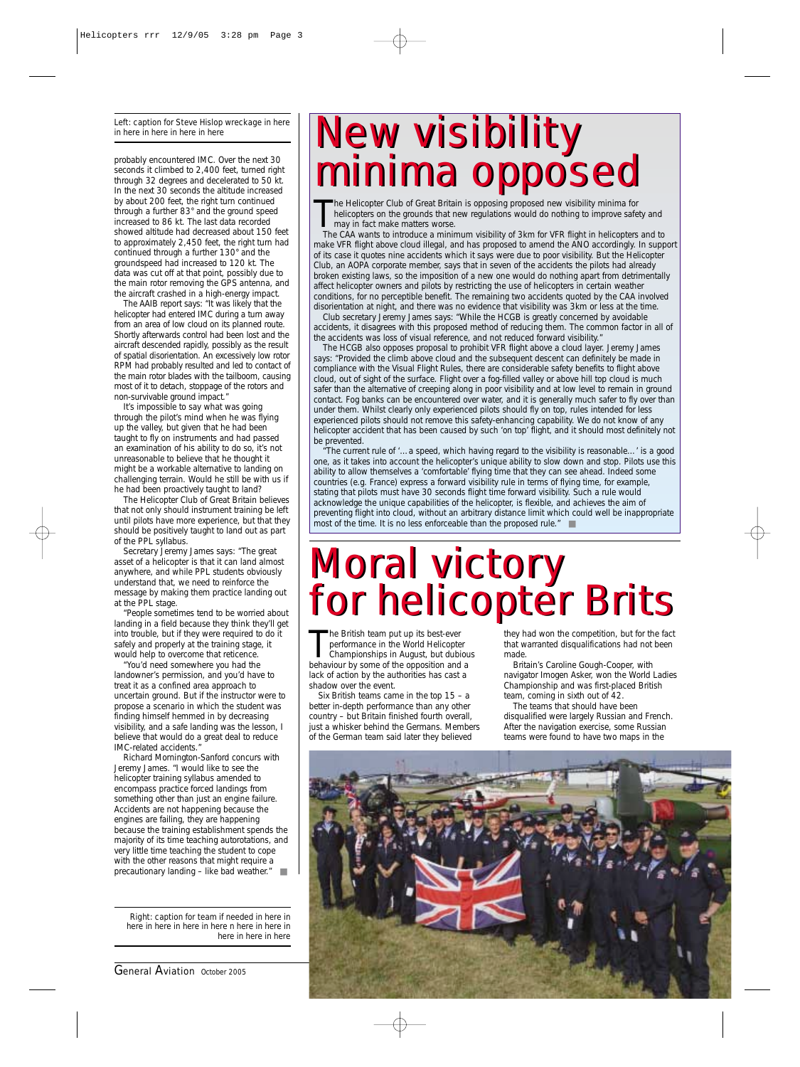Left: caption for Steve Hislop wreckage in here in here in here in here in here

probably encountered IMC. Over the next 30 seconds it climbed to 2,400 feet, turned right through 32 degrees and decelerated to 50 kt. In the next 30 seconds the altitude increased by about 200 feet, the right turn continued through a further 83° and the ground speed increased to 86 kt. The last data recorded showed altitude had decreased about 150 feet to approximately 2,450 feet, the right turn had continued through a further 130° and the groundspeed had increased to 120 kt. The data was cut off at that point, possibly due to the main rotor removing the GPS antenna, and the aircraft crashed in a high-energy impact.

The AAIB report says: "It was likely that the helicopter had entered IMC during a turn away from an area of low cloud on its planned route. Shortly afterwards control had been lost and the aircraft descended rapidly, possibly as the result of spatial disorientation. An excessively low rotor RPM had probably resulted and led to contact of the main rotor blades with the tailboom, causing most of it to detach, stoppage of the rotors and non-survivable ground impact."

It's impossible to say what was going through the pilot's mind when he was flying up the valley, but given that he had been taught to fly on instruments and had passed an examination of his ability to do so, it's not unreasonable to believe that he thought it might be a workable alternative to landing on challenging terrain. Would he still be with us if he had been proactively taught to land?

The Helicopter Club of Great Britain believes that not only should instrument training be left until pilots have more experience, but that they should be positively taught to land out as part of the PPL syllabus.

Secretary Jeremy James says: "The great asset of a helicopter is that it can land almost anywhere, and while PPL students obviously understand that, we need to reinforce the message by making them practice landing out at the PPL stage.

"People sometimes tend to be worried about landing in a field because they think they'll get into trouble, but if they were required to do it safely and properly at the training stage, it would help to overcome that reticence.

"You'd need somewhere you had the landowner's permission, and you'd have to treat it as a confined area approach to uncertain ground. But if the instructor were to propose a scenario in which the student was finding himself hemmed in by decreasing visibility, and a safe landing was the lesson, I believe that would do a great deal to reduce IMC-related accidents."

Richard Mornington-Sanford concurs with Jeremy James. "I would like to see the helicopter training syllabus amended to encompass practice forced landings from something other than just an engine failure. Accidents are not happening because the engines are failing, they are happening because the training establishment spends the majority of its time teaching autorotations, and very little time teaching the student to cope with the other reasons that might require a precautionary landing – like bad weather."

# New visibility minima opposed

The Helicopter Club of Great Britain is opposing proposed new visibility minima for helicopters on the grounds that new regulations would do nothing to improve safety and may in fact make matters worse.

The CAA wants to introduce a minimum visibility of 3km for VFR flight in helicopters and to make VFR flight above cloud illegal, and has proposed to amend the ANO accordingly. In support of its case it quotes nine accidents which it says were due to poor visibility. But the Helicopter Club, an AOPA corporate member, says that in seven of the accidents the pilots had already broken existing laws, so the imposition of a new one would do nothing apart from detrimentally affect helicopter owners and pilots by restricting the use of helicopters in certain weather conditions, for no perceptible benefit. The remaining two accidents quoted by the CAA involved disorientation at night, and there was no evidence that visibility was 3km or less at the time.

Club secretary Jeremy James says: "While the HCGB is greatly concerned by avoidable accidents, it disagrees with this proposed method of reducing them. The common factor in all of the accidents was loss of visual reference, and not reduced forward visibility."

The HCGB also opposes proposal to prohibit VFR flight above a cloud layer. Jeremy James says: "Provided the climb above cloud and the subsequent descent can definitely be made in compliance with the Visual Flight Rules, there are considerable safety benefits to flight above cloud, out of sight of the surface. Flight over a fog-filled valley or above hill top cloud is much safer than the alternative of creeping along in poor visibility and at low level to remain in ground contact. Fog banks can be encountered over water, and it is generally much safer to fly over than under them. Whilst clearly only experienced pilots should fly on top, rules intended for less experienced pilots should not remove this safety-enhancing capability. We do not know of any helicopter accident that has been caused by such 'on top' flight, and it should most definitely not be prevented.

"The current rule of '... a speed, which having regard to the visibility is reasonable...' is a good one, as it takes into account the helicopter's unique ability to slow down and stop. Pilots use this ability to allow themselves a 'comfortable' flying time that they can see ahead. Indeed some countries (e.g. France) express a forward visibility rule in terms of flying time, for example, stating that pilots must have 30 seconds flight time forward visibility. Such a rule would acknowledge the unique capabilities of the helicopter, is flexible, and achieves the aim of preventing flight into cloud, without an arbitrary distance limit which could well be inappropriate most of the time. It is no less enforceable than the proposed rule."

# Moral victory for helicopter Brits

The British team put up its best-ever performance in the World Helicopter Championships in August, but dubious behaviour by some of the opposition and a lack of action by the authorities has cast a shadow over the event.

Six British teams came in the top 15 – a better in-depth performance than any other country – but Britain finished fourth overall, just a whisker behind the Germans. Members of the German team said later they believed they had won the competition, but for the fact that warranted disqualifications had not been made.

Britain's Caroline Gough-Cooper, with navigator Imogen Asker, won the World Ladies Championship and was first-placed British team, coming in sixth out of 42.

The teams that should have been disqualified were largely Russian and French. After the navigation exercise, some Russian teams were found to have two maps in the

Right: caption for team if needed in here in here in here in here in here n here in here in here in here in here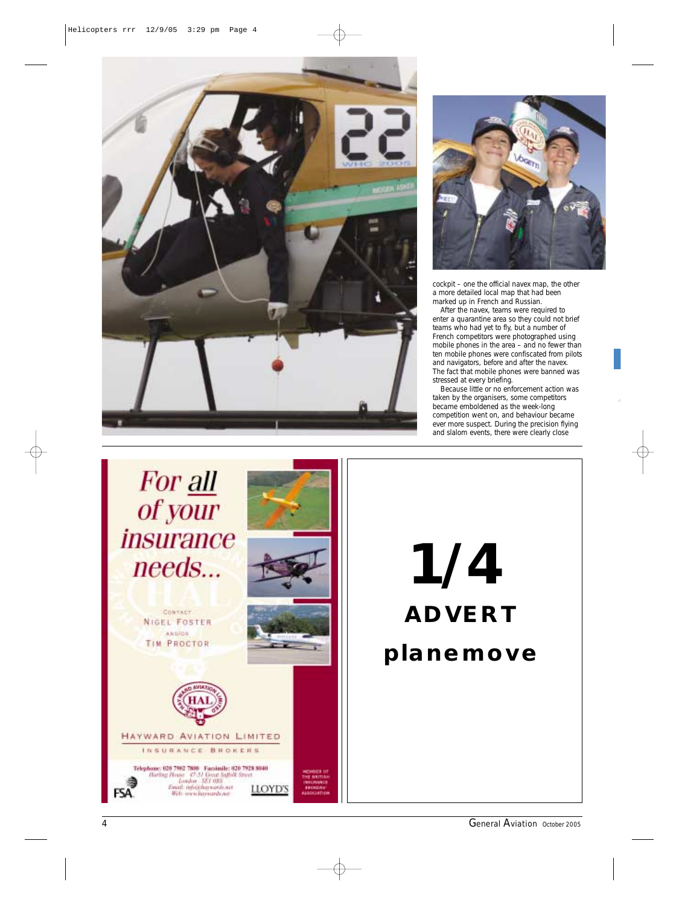cockpit – one the official navex map, the other a more detailed local map that had been marked up in French and Russian.

After the navex, teams were required to enter a quarantine area so they could not brief teams who had yet to fly, but a number of French competitors were photographed using mobile phones in the area – and no fewer than ten mobile phones were confiscated from pilots and navigators, before and after the navex. The fact that mobile phones were banned was stressed at every briefing.

Because little or no enforcement action was taken by the organisers, some competitors became emboldened as the week-long competition went on, and behaviour became ever more suspect. During the precision flying and slalom events, there were clearly close

*For all of your insurance needs...*

CONTACT
NIGEL FOSTER
AND/OR
TIM PROCTOR

HAYWARD AVIATION LIMITED
INSURANCE BROKERS

Telephone: 020 7902 7800 Facsimile: 020 7928 8040
Harling House 47-51 Great Suffolk Street
London SE1 0BS
Email: info@haywards.net
Web: www.haywards.net

FSA
LLOYD'S

MEMBER OF THE BRITISH INSURANCE BROKERS' ASSOCIATION

**1/4**
**ADVERT**
**planemove**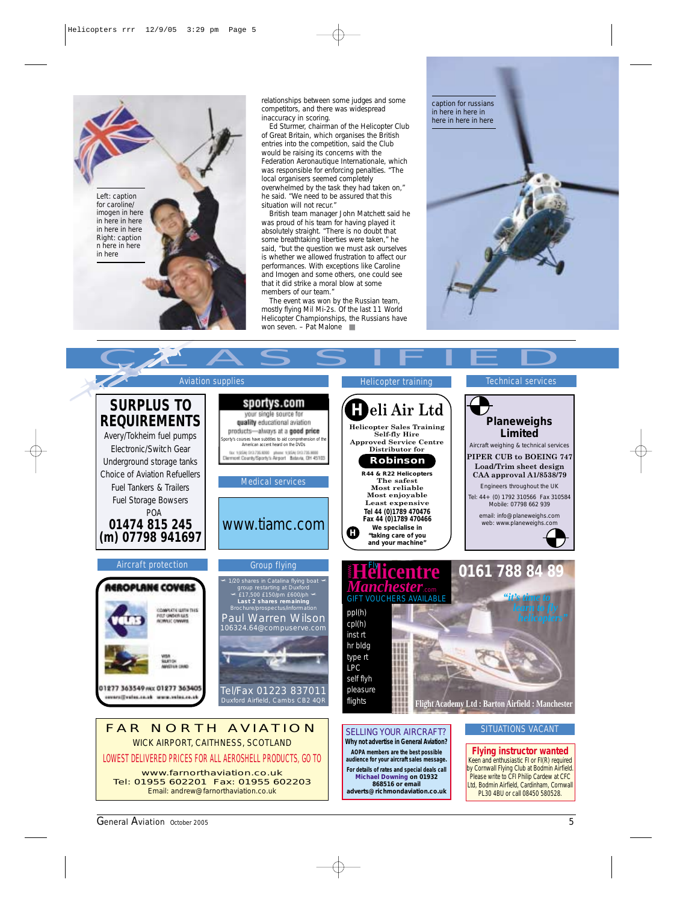Left: caption for caroline/ imogen in here in here in here in here in here Right: caption n here in here in here

relationships between some judges and some competitors, and there was widespread inaccuracy in scoring.

Ed Sturmer, chairman of the Helicopter Club of Great Britain, which organises the British entries into the competition, said the Club would be raising its concerns with the Federation Aeronautique Internationale, which was responsible for enforcing penalties. "The local organisers seemed completely overwhelmed by the task they had taken on," he said. "We need to be assured that this situation will not recur."

British team manager John Matchett said he was proud of his team for having played it absolutely straight. "There is no doubt that some breathtaking liberties were taken," he said, "but the question we must ask ourselves is whether we allowed frustration to affect our performances. With exceptions like Caroline and Imogen and some others, one could see that it did strike a moral blow at some members of our team."

The event was won by the Russian team, mostly flying Mil Mi-2s. Of the last 11 World Helicopter Championships, the Russians have won seven. – Pat Malone

caption for russians in here in here in here in here in here

# CLASSIFIED

## Aviation supplies

**SURPLUS TO REQUIREMENTS**

Avery/Tokheim fuel pumps
Electronic/Switch Gear
Underground storage tanks
Choice of Aviation Refuellers
Fuel Tankers & Trailers
Fuel Storage Bowsers
POA
**01474 815 245**
**(m) 07798 941697**

**sportys.com**
your single source for quality educational aviation products—always at a good price
Sporty's courses have subtitles to aid comprehension of the American accent heard on the DVDs
fax: 1(654) 513.735.8000 phone: 1(654) 513.735.9000
Clermont County/Sporty's Airport Batavia, OH 45103

## Medical services

www.tiamc.com

## Helicopter training

**Heli Air Ltd**
Helicopter Sales Training
Self-fly Hire
Approved Service Centre
Distributor for
**Robinson**
R44 & R22 Helicopters
The safest
Most reliable
Most enjoyable
Least expensive
Tel 44 (0)1789 470476
Fax 44 (0)1789 470466
We specialise in "taking care of you and your machine"

## Technical services

**Planeweighs Limited**
Aircraft weighing & technical services
PIPER CUB to BOEING 747
Load/Trim sheet design
CAA approval A1/8538/79
Engineers throughout the UK
Tel: 44+ (0) 1792 310566 Fax 310584
Mobile: 07798 662 939
email: info@planeweighs.com
web: www.planeweighs.com

## Aircraft protection

**AEROPLANE COVERS**
VELAS
01277 363549 FAX 01277 363405
covers@velas.co.uk www.velas.co.uk

## Group flying

1/20 shares in Catalina flying boat group restarting at Duxford
£17,500 £150/pm £600/ph
Last 2 shares remaining
Brochure/prospectus/information
Paul Warren Wilson
106324.64@compuserve.com
Tel/Fax 01223 837011
Duxford Airfield, Cambs CB2 4QR

**www.FlyHelicentreManchester.com**
GIFT VOUCHERS AVAILABLE
**0161 788 84 89**
"it's time to learn to fly helicopters"
ppl(h)
cpl(h)
inst rt
hr bldg
type rt
LPC
self flyh
pleasure flights
Flight Academy Ltd : Barton Airfield : Manchester

**FAR NORTH AVIATION**
WICK AIRPORT, CAITHNESS, SCOTLAND
LOWEST DELIVERED PRICES FOR ALL AEROSHELL PRODUCTS, GO TO
www.farnorthaviation.co.uk
Tel: 01955 602201 Fax: 01955 602203
Email: andrew@farnorthaviation.co.uk

SELLING YOUR AIRCRAFT?
**Why not advertise in General Aviation?**
**AOPA members are the best possible audience for your aircraft sales message.**
**For details of rates and special deals call Michael Downing on 01932 868516 or email adverts@richmondaviation.co.uk**

## SITUATIONS VACANT

**Flying instructor wanted**
Keen and enthusiastic FI or FI(R) required by Cornwall Flying Club at Bodmin Airfield. Please write to CFI Philip Cardew at CFC Ltd, Bodmin Airfield, Cardinham, Cornwall PL30 4BU or call 08450 580528.